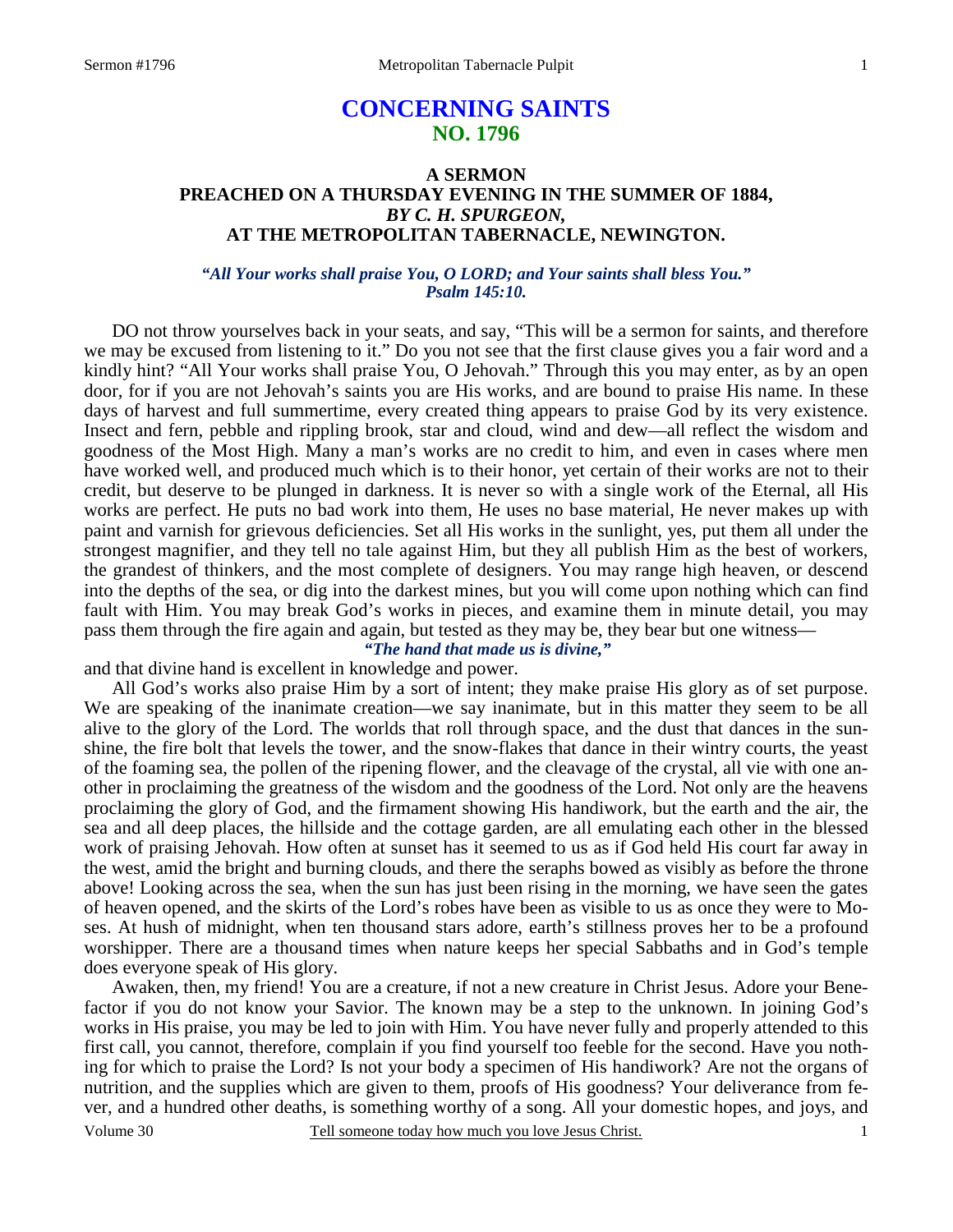# CONCERNING SAINTS
## NO. 1796

### A SERMON
### PREACHED ON A THURSDAY EVENING IN THE SUMMER OF 1884,
### *BY C. H. SPURGEON,*
### AT THE METROPOLITAN TABERNACLE, NEWINGTON.

***"All Your works shall praise You, O LORD; and Your saints shall bless You." Psalm 145:10.***

DO not throw yourselves back in your seats, and say, "This will be a sermon for saints, and therefore we may be excused from listening to it." Do you not see that the first clause gives you a fair word and a kindly hint? "All Your works shall praise You, O Jehovah." Through this you may enter, as by an open door, for if you are not Jehovah's saints you are His works, and are bound to praise His name. In these days of harvest and full summertime, every created thing appears to praise God by its very existence. Insect and fern, pebble and rippling brook, star and cloud, wind and dew—all reflect the wisdom and goodness of the Most High. Many a man's works are no credit to him, and even in cases where men have worked well, and produced much which is to their honor, yet certain of their works are not to their credit, but deserve to be plunged in darkness. It is never so with a single work of the Eternal, all His works are perfect. He puts no bad work into them, He uses no base material, He never makes up with paint and varnish for grievous deficiencies. Set all His works in the sunlight, yes, put them all under the strongest magnifier, and they tell no tale against Him, but they all publish Him as the best of workers, the grandest of thinkers, and the most complete of designers. You may range high heaven, or descend into the depths of the sea, or dig into the darkest mines, but you will come upon nothing which can find fault with Him. You may break God's works in pieces, and examine them in minute detail, you may pass them through the fire again and again, but tested as they may be, they bear but one witness—

***"The hand that made us is divine,"***

and that divine hand is excellent in knowledge and power.

All God's works also praise Him by a sort of intent; they make praise His glory as of set purpose. We are speaking of the inanimate creation—we say inanimate, but in this matter they seem to be all alive to the glory of the Lord. The worlds that roll through space, and the dust that dances in the sunshine, the fire bolt that levels the tower, and the snow-flakes that dance in their wintry courts, the yeast of the foaming sea, the pollen of the ripening flower, and the cleavage of the crystal, all vie with one another in proclaiming the greatness of the wisdom and the goodness of the Lord. Not only are the heavens proclaiming the glory of God, and the firmament showing His handiwork, but the earth and the air, the sea and all deep places, the hillside and the cottage garden, are all emulating each other in the blessed work of praising Jehovah. How often at sunset has it seemed to us as if God held His court far away in the west, amid the bright and burning clouds, and there the seraphs bowed as visibly as before the throne above! Looking across the sea, when the sun has just been rising in the morning, we have seen the gates of heaven opened, and the skirts of the Lord's robes have been as visible to us as once they were to Moses. At hush of midnight, when ten thousand stars adore, earth's stillness proves her to be a profound worshipper. There are a thousand times when nature keeps her special Sabbaths and in God's temple does everyone speak of His glory.

Awaken, then, my friend! You are a creature, if not a new creature in Christ Jesus. Adore your Benefactor if you do not know your Savior. The known may be a step to the unknown. In joining God's works in His praise, you may be led to join with Him. You have never fully and properly attended to this first call, you cannot, therefore, complain if you find yourself too feeble for the second. Have you nothing for which to praise the Lord? Is not your body a specimen of His handiwork? Are not the organs of nutrition, and the supplies which are given to them, proofs of His goodness? Your deliverance from fever, and a hundred other deaths, is something worthy of a song. All your domestic hopes, and joys, and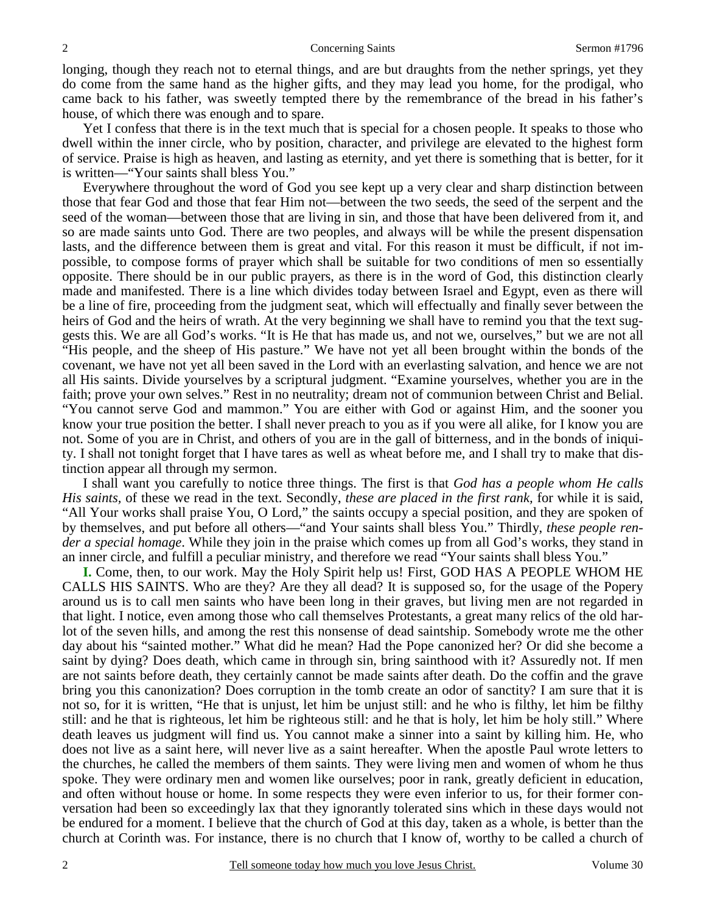longing, though they reach not to eternal things, and are but draughts from the nether springs, yet they do come from the same hand as the higher gifts, and they may lead you home, for the prodigal, who came back to his father, was sweetly tempted there by the remembrance of the bread in his father's house, of which there was enough and to spare.

Yet I confess that there is in the text much that is special for a chosen people. It speaks to those who dwell within the inner circle, who by position, character, and privilege are elevated to the highest form of service. Praise is high as heaven, and lasting as eternity, and yet there is something that is better, for it is written—"Your saints shall bless You."

Everywhere throughout the word of God you see kept up a very clear and sharp distinction between those that fear God and those that fear Him not—between the two seeds, the seed of the serpent and the seed of the woman—between those that are living in sin, and those that have been delivered from it, and so are made saints unto God. There are two peoples, and always will be while the present dispensation lasts, and the difference between them is great and vital. For this reason it must be difficult, if not impossible, to compose forms of prayer which shall be suitable for two conditions of men so essentially opposite. There should be in our public prayers, as there is in the word of God, this distinction clearly made and manifested. There is a line which divides today between Israel and Egypt, even as there will be a line of fire, proceeding from the judgment seat, which will effectually and finally sever between the heirs of God and the heirs of wrath. At the very beginning we shall have to remind you that the text suggests this. We are all God's works. "It is He that has made us, and not we, ourselves," but we are not all "His people, and the sheep of His pasture." We have not yet all been brought within the bonds of the covenant, we have not yet all been saved in the Lord with an everlasting salvation, and hence we are not all His saints. Divide yourselves by a scriptural judgment. "Examine yourselves, whether you are in the faith; prove your own selves." Rest in no neutrality; dream not of communion between Christ and Belial. "You cannot serve God and mammon." You are either with God or against Him, and the sooner you know your true position the better. I shall never preach to you as if you were all alike, for I know you are not. Some of you are in Christ, and others of you are in the gall of bitterness, and in the bonds of iniquity. I shall not tonight forget that I have tares as well as wheat before me, and I shall try to make that distinction appear all through my sermon.

I shall want you carefully to notice three things. The first is that *God has a people whom He calls His saints*, of these we read in the text. Secondly, *these are placed in the first rank*, for while it is said, "All Your works shall praise You, O Lord," the saints occupy a special position, and they are spoken of by themselves, and put before all others—"and Your saints shall bless You." Thirdly, *these people render a special homage*. While they join in the praise which comes up from all God's works, they stand in an inner circle, and fulfill a peculiar ministry, and therefore we read "Your saints shall bless You."

**I.** Come, then, to our work. May the Holy Spirit help us! First, GOD HAS A PEOPLE WHOM HE CALLS HIS SAINTS. Who are they? Are they all dead? It is supposed so, for the usage of the Popery around us is to call men saints who have been long in their graves, but living men are not regarded in that light. I notice, even among those who call themselves Protestants, a great many relics of the old harlot of the seven hills, and among the rest this nonsense of dead saintship. Somebody wrote me the other day about his "sainted mother." What did he mean? Had the Pope canonized her? Or did she become a saint by dying? Does death, which came in through sin, bring sainthood with it? Assuredly not. If men are not saints before death, they certainly cannot be made saints after death. Do the coffin and the grave bring you this canonization? Does corruption in the tomb create an odor of sanctity? I am sure that it is not so, for it is written, "He that is unjust, let him be unjust still: and he who is filthy, let him be filthy still: and he that is righteous, let him be righteous still: and he that is holy, let him be holy still." Where death leaves us judgment will find us. You cannot make a sinner into a saint by killing him. He, who does not live as a saint here, will never live as a saint hereafter. When the apostle Paul wrote letters to the churches, he called the members of them saints. They were living men and women of whom he thus spoke. They were ordinary men and women like ourselves; poor in rank, greatly deficient in education, and often without house or home. In some respects they were even inferior to us, for their former conversation had been so exceedingly lax that they ignorantly tolerated sins which in these days would not be endured for a moment. I believe that the church of God at this day, taken as a whole, is better than the church at Corinth was. For instance, there is no church that I know of, worthy to be called a church of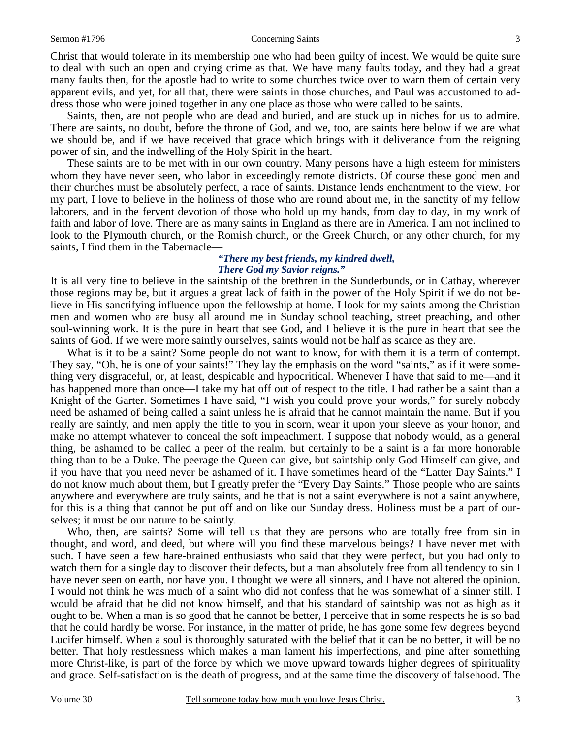Christ that would tolerate in its membership one who had been guilty of incest. We would be quite sure to deal with such an open and crying crime as that. We have many faults today, and they had a great many faults then, for the apostle had to write to some churches twice over to warn them of certain very apparent evils, and yet, for all that, there were saints in those churches, and Paul was accustomed to address those who were joined together in any one place as those who were called to be saints.

Saints, then, are not people who are dead and buried, and are stuck up in niches for us to admire. There are saints, no doubt, before the throne of God, and we, too, are saints here below if we are what we should be, and if we have received that grace which brings with it deliverance from the reigning power of sin, and the indwelling of the Holy Spirit in the heart.

These saints are to be met with in our own country. Many persons have a high esteem for ministers whom they have never seen, who labor in exceedingly remote districts. Of course these good men and their churches must be absolutely perfect, a race of saints. Distance lends enchantment to the view. For my part, I love to believe in the holiness of those who are round about me, in the sanctity of my fellow laborers, and in the fervent devotion of those who hold up my hands, from day to day, in my work of faith and labor of love. There are as many saints in England as there are in America. I am not inclined to look to the Plymouth church, or the Romish church, or the Greek Church, or any other church, for my saints, I find them in the Tabernacle—

> *"There my best friends, my kindred dwell,*
> *There God my Savior reigns."*

It is all very fine to believe in the saintship of the brethren in the Sunderbunds, or in Cathay, wherever those regions may be, but it argues a great lack of faith in the power of the Holy Spirit if we do not believe in His sanctifying influence upon the fellowship at home. I look for my saints among the Christian men and women who are busy all around me in Sunday school teaching, street preaching, and other soul-winning work. It is the pure in heart that see God, and I believe it is the pure in heart that see the saints of God. If we were more saintly ourselves, saints would not be half as scarce as they are.

What is it to be a saint? Some people do not want to know, for with them it is a term of contempt. They say, "Oh, he is one of your saints!" They lay the emphasis on the word "saints," as if it were something very disgraceful, or, at least, despicable and hypocritical. Whenever I have that said to me—and it has happened more than once—I take my hat off out of respect to the title. I had rather be a saint than a Knight of the Garter. Sometimes I have said, "I wish you could prove your words," for surely nobody need be ashamed of being called a saint unless he is afraid that he cannot maintain the name. But if you really are saintly, and men apply the title to you in scorn, wear it upon your sleeve as your honor, and make no attempt whatever to conceal the soft impeachment. I suppose that nobody would, as a general thing, be ashamed to be called a peer of the realm, but certainly to be a saint is a far more honorable thing than to be a Duke. The peerage the Queen can give, but saintship only God Himself can give, and if you have that you need never be ashamed of it. I have sometimes heard of the "Latter Day Saints." I do not know much about them, but I greatly prefer the "Every Day Saints." Those people who are saints anywhere and everywhere are truly saints, and he that is not a saint everywhere is not a saint anywhere, for this is a thing that cannot be put off and on like our Sunday dress. Holiness must be a part of ourselves; it must be our nature to be saintly.

Who, then, are saints? Some will tell us that they are persons who are totally free from sin in thought, and word, and deed, but where will you find these marvelous beings? I have never met with such. I have seen a few hare-brained enthusiasts who said that they were perfect, but you had only to watch them for a single day to discover their defects, but a man absolutely free from all tendency to sin I have never seen on earth, nor have you. I thought we were all sinners, and I have not altered the opinion. I would not think he was much of a saint who did not confess that he was somewhat of a sinner still. I would be afraid that he did not know himself, and that his standard of saintship was not as high as it ought to be. When a man is so good that he cannot be better, I perceive that in some respects he is so bad that he could hardly be worse. For instance, in the matter of pride, he has gone some few degrees beyond Lucifer himself. When a soul is thoroughly saturated with the belief that it can be no better, it will be no better. That holy restlessness which makes a man lament his imperfections, and pine after something more Christ-like, is part of the force by which we move upward towards higher degrees of spirituality and grace. Self-satisfaction is the death of progress, and at the same time the discovery of falsehood. The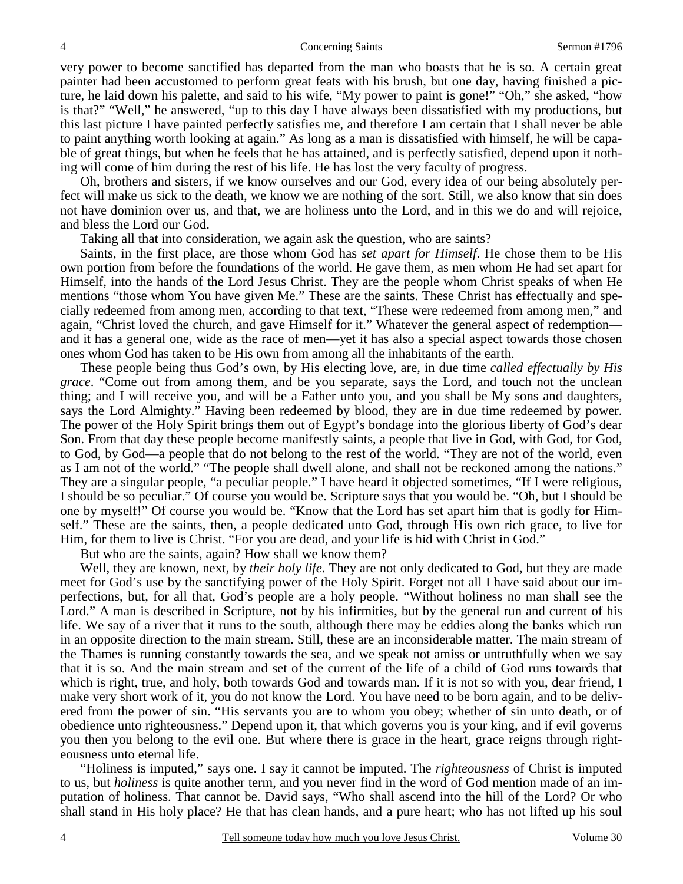very power to become sanctified has departed from the man who boasts that he is so. A certain great painter had been accustomed to perform great feats with his brush, but one day, having finished a picture, he laid down his palette, and said to his wife, "My power to paint is gone!" "Oh," she asked, "how is that?" "Well," he answered, "up to this day I have always been dissatisfied with my productions, but this last picture I have painted perfectly satisfies me, and therefore I am certain that I shall never be able to paint anything worth looking at again." As long as a man is dissatisfied with himself, he will be capable of great things, but when he feels that he has attained, and is perfectly satisfied, depend upon it nothing will come of him during the rest of his life. He has lost the very faculty of progress.

Oh, brothers and sisters, if we know ourselves and our God, every idea of our being absolutely perfect will make us sick to the death, we know we are nothing of the sort. Still, we also know that sin does not have dominion over us, and that, we are holiness unto the Lord, and in this we do and will rejoice, and bless the Lord our God.

Taking all that into consideration, we again ask the question, who are saints?

Saints, in the first place, are those whom God has *set apart for Himself*. He chose them to be His own portion from before the foundations of the world. He gave them, as men whom He had set apart for Himself, into the hands of the Lord Jesus Christ. They are the people whom Christ speaks of when He mentions "those whom You have given Me." These are the saints. These Christ has effectually and specially redeemed from among men, according to that text, "These were redeemed from among men," and again, "Christ loved the church, and gave Himself for it." Whatever the general aspect of redemption—and it has a general one, wide as the race of men—yet it has also a special aspect towards those chosen ones whom God has taken to be His own from among all the inhabitants of the earth.

These people being thus God's own, by His electing love, are, in due time *called effectually by His grace*. "Come out from among them, and be you separate, says the Lord, and touch not the unclean thing; and I will receive you, and will be a Father unto you, and you shall be My sons and daughters, says the Lord Almighty." Having been redeemed by blood, they are in due time redeemed by power. The power of the Holy Spirit brings them out of Egypt's bondage into the glorious liberty of God's dear Son. From that day these people become manifestly saints, a people that live in God, with God, for God, to God, by God—a people that do not belong to the rest of the world. "They are not of the world, even as I am not of the world." "The people shall dwell alone, and shall not be reckoned among the nations." They are a singular people, "a peculiar people." I have heard it objected sometimes, "If I were religious, I should be so peculiar." Of course you would be. Scripture says that you would be. "Oh, but I should be one by myself!" Of course you would be. "Know that the Lord has set apart him that is godly for Himself." These are the saints, then, a people dedicated unto God, through His own rich grace, to live for Him, for them to live is Christ. "For you are dead, and your life is hid with Christ in God."

But who are the saints, again? How shall we know them?

Well, they are known, next, by *their holy life*. They are not only dedicated to God, but they are made meet for God's use by the sanctifying power of the Holy Spirit. Forget not all I have said about our imperfections, but, for all that, God's people are a holy people. "Without holiness no man shall see the Lord." A man is described in Scripture, not by his infirmities, but by the general run and current of his life. We say of a river that it runs to the south, although there may be eddies along the banks which run in an opposite direction to the main stream. Still, these are an inconsiderable matter. The main stream of the Thames is running constantly towards the sea, and we speak not amiss or untruthfully when we say that it is so. And the main stream and set of the current of the life of a child of God runs towards that which is right, true, and holy, both towards God and towards man. If it is not so with you, dear friend, I make very short work of it, you do not know the Lord. You have need to be born again, and to be delivered from the power of sin. "His servants you are to whom you obey; whether of sin unto death, or of obedience unto righteousness." Depend upon it, that which governs you is your king, and if evil governs you then you belong to the evil one. But where there is grace in the heart, grace reigns through righteousness unto eternal life.

"Holiness is imputed," says one. I say it cannot be imputed. The *righteousness* of Christ is imputed to us, but *holiness* is quite another term, and you never find in the word of God mention made of an imputation of holiness. That cannot be. David says, "Who shall ascend into the hill of the Lord? Or who shall stand in His holy place? He that has clean hands, and a pure heart; who has not lifted up his soul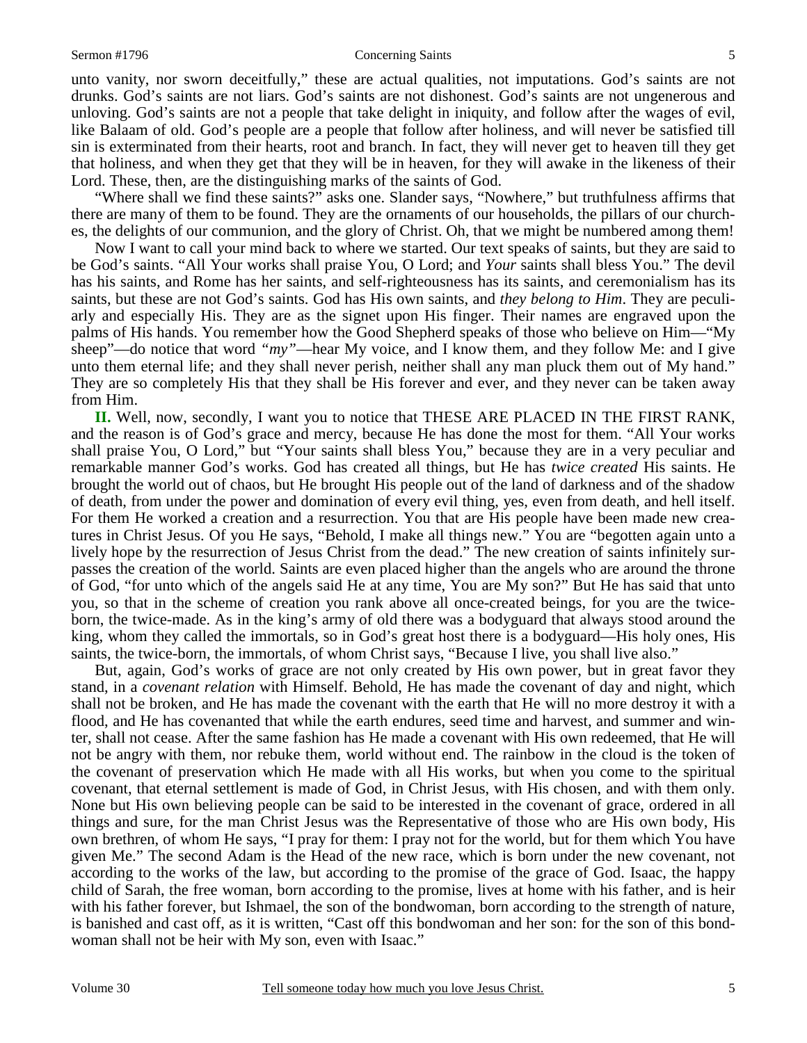unto vanity, nor sworn deceitfully," these are actual qualities, not imputations. God's saints are not drunks. God's saints are not liars. God's saints are not dishonest. God's saints are not ungenerous and unloving. God's saints are not a people that take delight in iniquity, and follow after the wages of evil, like Balaam of old. God's people are a people that follow after holiness, and will never be satisfied till sin is exterminated from their hearts, root and branch. In fact, they will never get to heaven till they get that holiness, and when they get that they will be in heaven, for they will awake in the likeness of their Lord. These, then, are the distinguishing marks of the saints of God.

"Where shall we find these saints?" asks one. Slander says, "Nowhere," but truthfulness affirms that there are many of them to be found. They are the ornaments of our households, the pillars of our churches, the delights of our communion, and the glory of Christ. Oh, that we might be numbered among them!

Now I want to call your mind back to where we started. Our text speaks of saints, but they are said to be God's saints. "All Your works shall praise You, O Lord; and *Your* saints shall bless You." The devil has his saints, and Rome has her saints, and self-righteousness has its saints, and ceremonialism has its saints, but these are not God's saints. God has His own saints, and *they belong to Him*. They are peculiarly and especially His. They are as the signet upon His finger. Their names are engraved upon the palms of His hands. You remember how the Good Shepherd speaks of those who believe on Him—"My sheep"—do notice that word *"my"*—hear My voice, and I know them, and they follow Me: and I give unto them eternal life; and they shall never perish, neither shall any man pluck them out of My hand." They are so completely His that they shall be His forever and ever, and they never can be taken away from Him.

**II.** Well, now, secondly, I want you to notice that THESE ARE PLACED IN THE FIRST RANK, and the reason is of God's grace and mercy, because He has done the most for them. "All Your works shall praise You, O Lord," but "Your saints shall bless You," because they are in a very peculiar and remarkable manner God's works. God has created all things, but He has *twice created* His saints. He brought the world out of chaos, but He brought His people out of the land of darkness and of the shadow of death, from under the power and domination of every evil thing, yes, even from death, and hell itself. For them He worked a creation and a resurrection. You that are His people have been made new creatures in Christ Jesus. Of you He says, "Behold, I make all things new." You are "begotten again unto a lively hope by the resurrection of Jesus Christ from the dead." The new creation of saints infinitely surpasses the creation of the world. Saints are even placed higher than the angels who are around the throne of God, "for unto which of the angels said He at any time, You are My son?" But He has said that unto you, so that in the scheme of creation you rank above all once-created beings, for you are the twice-born, the twice-made. As in the king's army of old there was a bodyguard that always stood around the king, whom they called the immortals, so in God's great host there is a bodyguard—His holy ones, His saints, the twice-born, the immortals, of whom Christ says, "Because I live, you shall live also."

But, again, God's works of grace are not only created by His own power, but in great favor they stand, in a *covenant relation* with Himself. Behold, He has made the covenant of day and night, which shall not be broken, and He has made the covenant with the earth that He will no more destroy it with a flood, and He has covenanted that while the earth endures, seed time and harvest, and summer and winter, shall not cease. After the same fashion has He made a covenant with His own redeemed, that He will not be angry with them, nor rebuke them, world without end. The rainbow in the cloud is the token of the covenant of preservation which He made with all His works, but when you come to the spiritual covenant, that eternal settlement is made of God, in Christ Jesus, with His chosen, and with them only. None but His own believing people can be said to be interested in the covenant of grace, ordered in all things and sure, for the man Christ Jesus was the Representative of those who are His own body, His own brethren, of whom He says, "I pray for them: I pray not for the world, but for them which You have given Me." The second Adam is the Head of the new race, which is born under the new covenant, not according to the works of the law, but according to the promise of the grace of God. Isaac, the happy child of Sarah, the free woman, born according to the promise, lives at home with his father, and is heir with his father forever, but Ishmael, the son of the bondwoman, born according to the strength of nature, is banished and cast off, as it is written, "Cast off this bondwoman and her son: for the son of this bondwoman shall not be heir with My son, even with Isaac."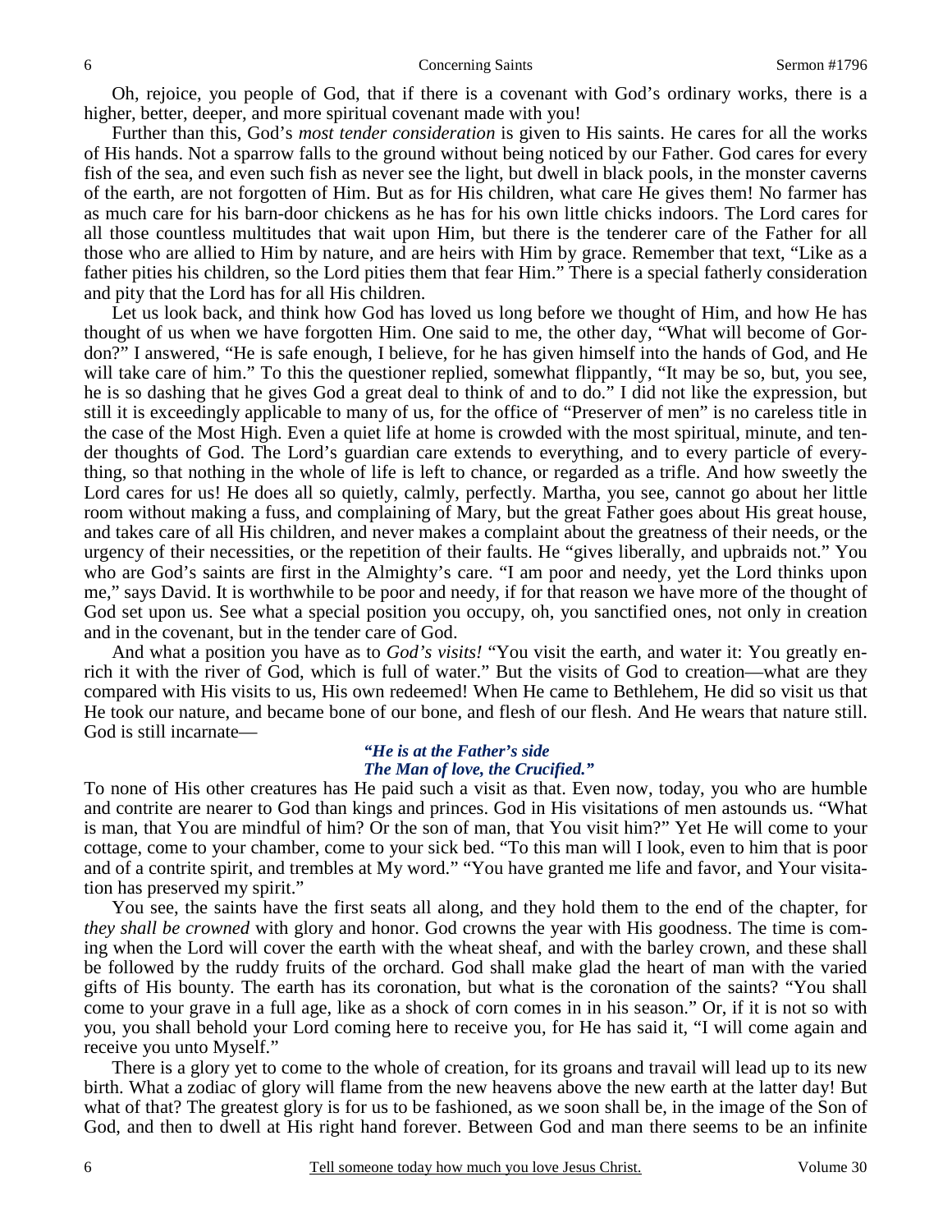Oh, rejoice, you people of God, that if there is a covenant with God's ordinary works, there is a higher, better, deeper, and more spiritual covenant made with you!

Further than this, God's *most tender consideration* is given to His saints. He cares for all the works of His hands. Not a sparrow falls to the ground without being noticed by our Father. God cares for every fish of the sea, and even such fish as never see the light, but dwell in black pools, in the monster caverns of the earth, are not forgotten of Him. But as for His children, what care He gives them! No farmer has as much care for his barn-door chickens as he has for his own little chicks indoors. The Lord cares for all those countless multitudes that wait upon Him, but there is the tenderer care of the Father for all those who are allied to Him by nature, and are heirs with Him by grace. Remember that text, "Like as a father pities his children, so the Lord pities them that fear Him." There is a special fatherly consideration and pity that the Lord has for all His children.

Let us look back, and think how God has loved us long before we thought of Him, and how He has thought of us when we have forgotten Him. One said to me, the other day, "What will become of Gordon?" I answered, "He is safe enough, I believe, for he has given himself into the hands of God, and He will take care of him." To this the questioner replied, somewhat flippantly, "It may be so, but, you see, he is so dashing that he gives God a great deal to think of and to do." I did not like the expression, but still it is exceedingly applicable to many of us, for the office of "Preserver of men" is no careless title in the case of the Most High. Even a quiet life at home is crowded with the most spiritual, minute, and tender thoughts of God. The Lord's guardian care extends to everything, and to every particle of everything, so that nothing in the whole of life is left to chance, or regarded as a trifle. And how sweetly the Lord cares for us! He does all so quietly, calmly, perfectly. Martha, you see, cannot go about her little room without making a fuss, and complaining of Mary, but the great Father goes about His great house, and takes care of all His children, and never makes a complaint about the greatness of their needs, or the urgency of their necessities, or the repetition of their faults. He "gives liberally, and upbraids not." You who are God's saints are first in the Almighty's care. "I am poor and needy, yet the Lord thinks upon me," says David. It is worthwhile to be poor and needy, if for that reason we have more of the thought of God set upon us. See what a special position you occupy, oh, you sanctified ones, not only in creation and in the covenant, but in the tender care of God.

And what a position you have as to *God's visits!* "You visit the earth, and water it: You greatly enrich it with the river of God, which is full of water." But the visits of God to creation—what are they compared with His visits to us, His own redeemed! When He came to Bethlehem, He did so visit us that He took our nature, and became bone of our bone, and flesh of our flesh. And He wears that nature still. God is still incarnate—

> ***"He is at the Father's side***
> ***The Man of love, the Crucified."***

To none of His other creatures has He paid such a visit as that. Even now, today, you who are humble and contrite are nearer to God than kings and princes. God in His visitations of men astounds us. "What is man, that You are mindful of him? Or the son of man, that You visit him?" Yet He will come to your cottage, come to your chamber, come to your sick bed. "To this man will I look, even to him that is poor and of a contrite spirit, and trembles at My word." "You have granted me life and favor, and Your visitation has preserved my spirit."

You see, the saints have the first seats all along, and they hold them to the end of the chapter, for *they shall be crowned* with glory and honor. God crowns the year with His goodness. The time is coming when the Lord will cover the earth with the wheat sheaf, and with the barley crown, and these shall be followed by the ruddy fruits of the orchard. God shall make glad the heart of man with the varied gifts of His bounty. The earth has its coronation, but what is the coronation of the saints? "You shall come to your grave in a full age, like as a shock of corn comes in in his season." Or, if it is not so with you, you shall behold your Lord coming here to receive you, for He has said it, "I will come again and receive you unto Myself."

There is a glory yet to come to the whole of creation, for its groans and travail will lead up to its new birth. What a zodiac of glory will flame from the new heavens above the new earth at the latter day! But what of that? The greatest glory is for us to be fashioned, as we soon shall be, in the image of the Son of God, and then to dwell at His right hand forever. Between God and man there seems to be an infinite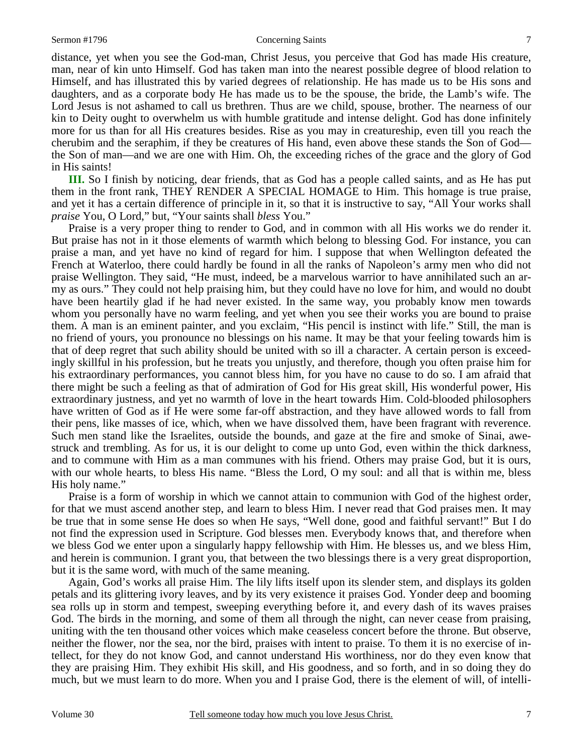distance, yet when you see the God-man, Christ Jesus, you perceive that God has made His creature, man, near of kin unto Himself. God has taken man into the nearest possible degree of blood relation to Himself, and has illustrated this by varied degrees of relationship. He has made us to be His sons and daughters, and as a corporate body He has made us to be the spouse, the bride, the Lamb's wife. The Lord Jesus is not ashamed to call us brethren. Thus are we child, spouse, brother. The nearness of our kin to Deity ought to overwhelm us with humble gratitude and intense delight. God has done infinitely more for us than for all His creatures besides. Rise as you may in creatureship, even till you reach the cherubim and the seraphim, if they be creatures of His hand, even above these stands the Son of God—the Son of man—and we are one with Him. Oh, the exceeding riches of the grace and the glory of God in His saints!

**III.** So I finish by noticing, dear friends, that as God has a people called saints, and as He has put them in the front rank, THEY RENDER A SPECIAL HOMAGE to Him. This homage is true praise, and yet it has a certain difference of principle in it, so that it is instructive to say, "All Your works shall *praise* You, O Lord," but, "Your saints shall *bless* You."

Praise is a very proper thing to render to God, and in common with all His works we do render it. But praise has not in it those elements of warmth which belong to blessing God. For instance, you can praise a man, and yet have no kind of regard for him. I suppose that when Wellington defeated the French at Waterloo, there could hardly be found in all the ranks of Napoleon's army men who did not praise Wellington. They said, "He must, indeed, be a marvelous warrior to have annihilated such an army as ours." They could not help praising him, but they could have no love for him, and would no doubt have been heartily glad if he had never existed. In the same way, you probably know men towards whom you personally have no warm feeling, and yet when you see their works you are bound to praise them. A man is an eminent painter, and you exclaim, "His pencil is instinct with life." Still, the man is no friend of yours, you pronounce no blessings on his name. It may be that your feeling towards him is that of deep regret that such ability should be united with so ill a character. A certain person is exceedingly skillful in his profession, but he treats you unjustly, and therefore, though you often praise him for his extraordinary performances, you cannot bless him, for you have no cause to do so. I am afraid that there might be such a feeling as that of admiration of God for His great skill, His wonderful power, His extraordinary justness, and yet no warmth of love in the heart towards Him. Cold-blooded philosophers have written of God as if He were some far-off abstraction, and they have allowed words to fall from their pens, like masses of ice, which, when we have dissolved them, have been fragrant with reverence. Such men stand like the Israelites, outside the bounds, and gaze at the fire and smoke of Sinai, awe-struck and trembling. As for us, it is our delight to come up unto God, even within the thick darkness, and to commune with Him as a man communes with his friend. Others may praise God, but it is ours, with our whole hearts, to bless His name. "Bless the Lord, O my soul: and all that is within me, bless His holy name."

Praise is a form of worship in which we cannot attain to communion with God of the highest order, for that we must ascend another step, and learn to bless Him. I never read that God praises men. It may be true that in some sense He does so when He says, "Well done, good and faithful servant!" But I do not find the expression used in Scripture. God blesses men. Everybody knows that, and therefore when we bless God we enter upon a singularly happy fellowship with Him. He blesses us, and we bless Him, and herein is communion. I grant you, that between the two blessings there is a very great disproportion, but it is the same word, with much of the same meaning.

Again, God's works all praise Him. The lily lifts itself upon its slender stem, and displays its golden petals and its glittering ivory leaves, and by its very existence it praises God. Yonder deep and booming sea rolls up in storm and tempest, sweeping everything before it, and every dash of its waves praises God. The birds in the morning, and some of them all through the night, can never cease from praising, uniting with the ten thousand other voices which make ceaseless concert before the throne. But observe, neither the flower, nor the sea, nor the bird, praises with intent to praise. To them it is no exercise of intellect, for they do not know God, and cannot understand His worthiness, nor do they even know that they are praising Him. They exhibit His skill, and His goodness, and so forth, and in so doing they do much, but we must learn to do more. When you and I praise God, there is the element of will, of intelli-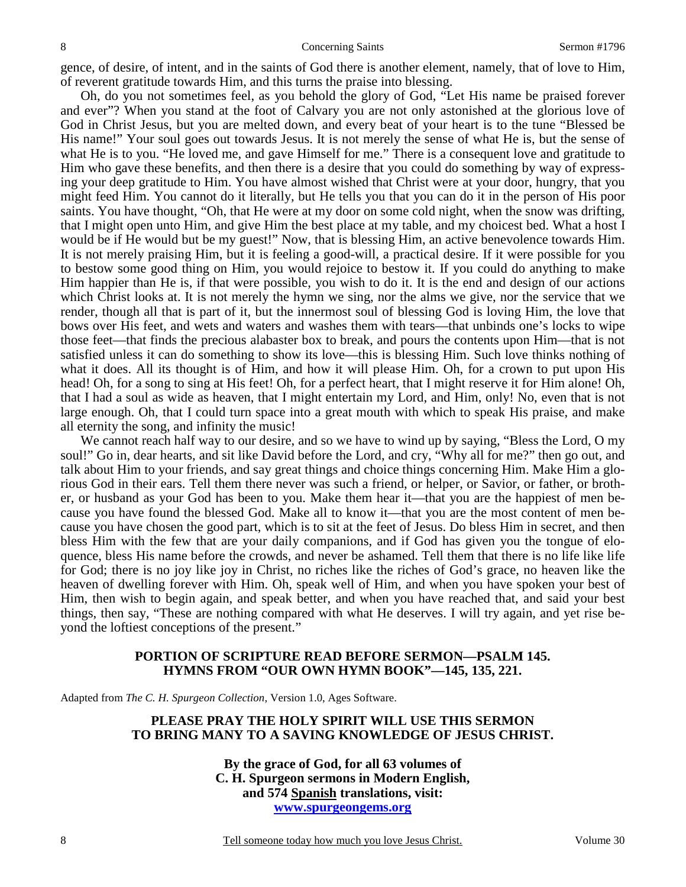gence, of desire, of intent, and in the saints of God there is another element, namely, that of love to Him, of reverent gratitude towards Him, and this turns the praise into blessing.

Oh, do you not sometimes feel, as you behold the glory of God, "Let His name be praised forever and ever"? When you stand at the foot of Calvary you are not only astonished at the glorious love of God in Christ Jesus, but you are melted down, and every beat of your heart is to the tune "Blessed be His name!" Your soul goes out towards Jesus. It is not merely the sense of what He is, but the sense of what He is to you. "He loved me, and gave Himself for me." There is a consequent love and gratitude to Him who gave these benefits, and then there is a desire that you could do something by way of expressing your deep gratitude to Him. You have almost wished that Christ were at your door, hungry, that you might feed Him. You cannot do it literally, but He tells you that you can do it in the person of His poor saints. You have thought, "Oh, that He were at my door on some cold night, when the snow was drifting, that I might open unto Him, and give Him the best place at my table, and my choicest bed. What a host I would be if He would but be my guest!" Now, that is blessing Him, an active benevolence towards Him. It is not merely praising Him, but it is feeling a good-will, a practical desire. If it were possible for you to bestow some good thing on Him, you would rejoice to bestow it. If you could do anything to make Him happier than He is, if that were possible, you wish to do it. It is the end and design of our actions which Christ looks at. It is not merely the hymn we sing, nor the alms we give, nor the service that we render, though all that is part of it, but the innermost soul of blessing God is loving Him, the love that bows over His feet, and wets and waters and washes them with tears—that unbinds one's locks to wipe those feet—that finds the precious alabaster box to break, and pours the contents upon Him—that is not satisfied unless it can do something to show its love—this is blessing Him. Such love thinks nothing of what it does. All its thought is of Him, and how it will please Him. Oh, for a crown to put upon His head! Oh, for a song to sing at His feet! Oh, for a perfect heart, that I might reserve it for Him alone! Oh, that I had a soul as wide as heaven, that I might entertain my Lord, and Him, only! No, even that is not large enough. Oh, that I could turn space into a great mouth with which to speak His praise, and make all eternity the song, and infinity the music!

We cannot reach half way to our desire, and so we have to wind up by saying, "Bless the Lord, O my soul!" Go in, dear hearts, and sit like David before the Lord, and cry, "Why all for me?" then go out, and talk about Him to your friends, and say great things and choice things concerning Him. Make Him a glorious God in their ears. Tell them there never was such a friend, or helper, or Savior, or father, or brother, or husband as your God has been to you. Make them hear it—that you are the happiest of men because you have found the blessed God. Make all to know it—that you are the most content of men because you have chosen the good part, which is to sit at the feet of Jesus. Do bless Him in secret, and then bless Him with the few that are your daily companions, and if God has given you the tongue of eloquence, bless His name before the crowds, and never be ashamed. Tell them that there is no life like life for God; there is no joy like joy in Christ, no riches like the riches of God's grace, no heaven like the heaven of dwelling forever with Him. Oh, speak well of Him, and when you have spoken your best of Him, then wish to begin again, and speak better, and when you have reached that, and said your best things, then say, "These are nothing compared with what He deserves. I will try again, and yet rise beyond the loftiest conceptions of the present."

**PORTION OF SCRIPTURE READ BEFORE SERMON—PSALM 145.**
**HYMNS FROM "OUR OWN HYMN BOOK"—145, 135, 221.**

Adapted from *The C. H. Spurgeon Collection*, Version 1.0, Ages Software.

**PLEASE PRAY THE HOLY SPIRIT WILL USE THIS SERMON TO BRING MANY TO A SAVING KNOWLEDGE OF JESUS CHRIST.**

**By the grace of God, for all 63 volumes of C. H. Spurgeon sermons in Modern English, and 574 Spanish translations, visit: www.spurgeongems.org**

Tell someone today how much you love Jesus Christ.